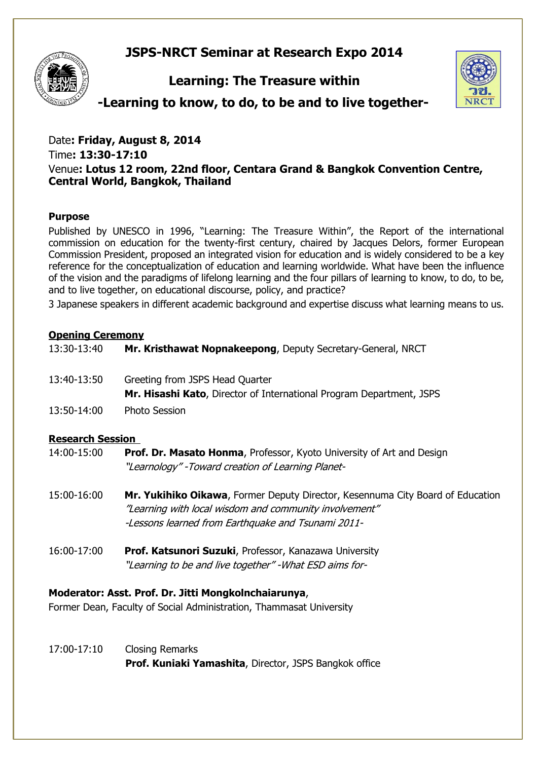# JSPS-NRCT Seminar at Research Expo 2014

## Learning: The Treasure within

## -Learning to know, to do, to be and to live together-

Date**: Friday, August 8, 2014**
Time**: 13:30-17:10**
Venue**: Lotus 12 room, 22nd floor, Centara Grand & Bangkok Convention Centre, Central World, Bangkok, Thailand**

### Purpose

Published by UNESCO in 1996, "Learning: The Treasure Within", the Report of the international commission on education for the twenty-first century, chaired by Jacques Delors, former European Commission President, proposed an integrated vision for education and is widely considered to be a key reference for the conceptualization of education and learning worldwide. What have been the influence of the vision and the paradigms of lifelong learning and the four pillars of learning to know, to do, to be, and to live together, on educational discourse, policy, and practice?

3 Japanese speakers in different academic background and expertise discuss what learning means to us.

### Opening Ceremony

13:30-13:40 **Mr. Kristhawat Nopnakeepong**, Deputy Secretary-General, NRCT

13:40-13:50 Greeting from JSPS Head Quarter
**Mr. Hisashi Kato**, Director of International Program Department, JSPS

13:50-14:00 Photo Session

### Research Session

14:00-15:00 **Prof. Dr. Masato Honma**, Professor, Kyoto University of Art and Design
*"Learnology" -Toward creation of Learning Planet-*

15:00-16:00 **Mr. Yukihiko Oikawa**, Former Deputy Director, Kesennuma City Board of Education
*"Learning with local wisdom and community involvement"*
*-Lessons learned from Earthquake and Tsunami 2011-*

16:00-17:00 **Prof. Katsunori Suzuki**, Professor, Kanazawa University
*"Learning to be and live together" -What ESD aims for-*

**Moderator: Asst. Prof. Dr. Jitti Mongkolnchaiarunya**,
Former Dean, Faculty of Social Administration, Thammasat University

17:00-17:10 Closing Remarks
**Prof. Kuniaki Yamashita**, Director, JSPS Bangkok office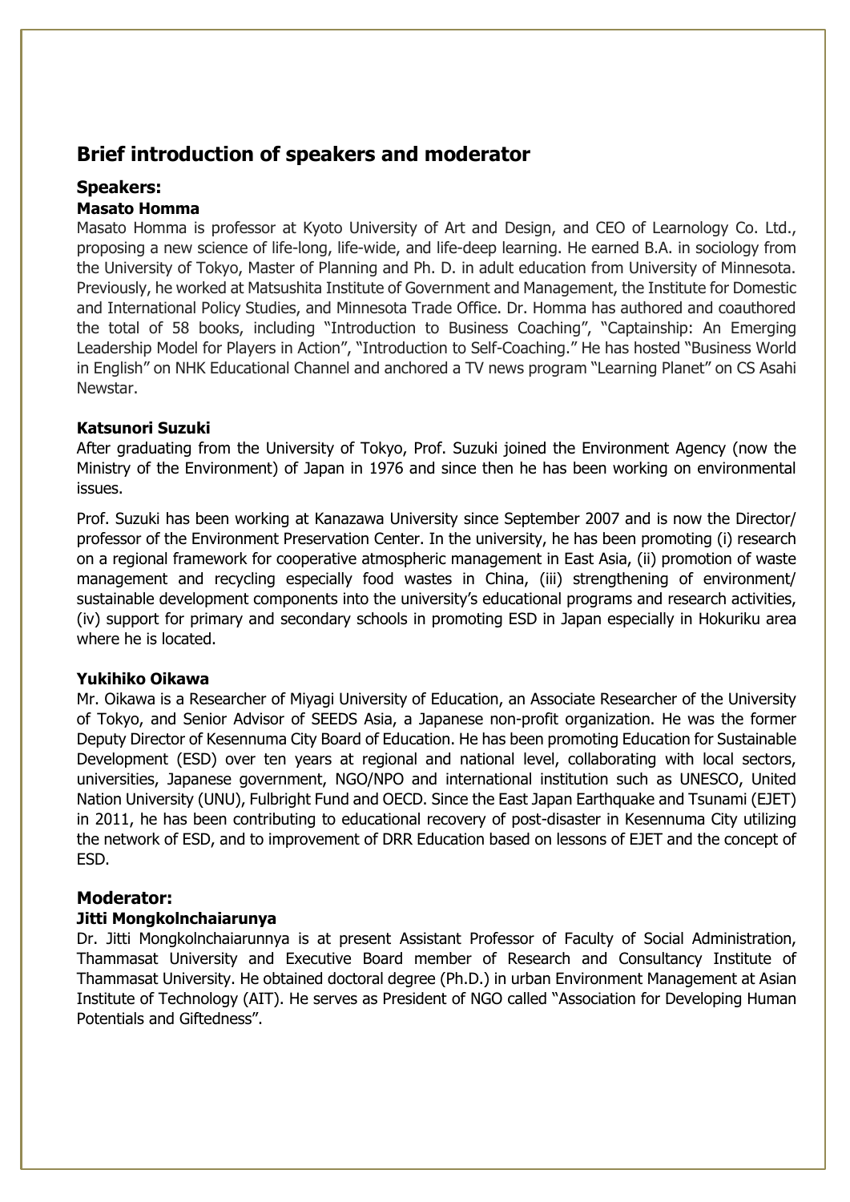# Brief introduction of speakers and moderator

## Speakers:

### Masato Homma

Masato Homma is professor at Kyoto University of Art and Design, and CEO of Learnology Co. Ltd., proposing a new science of life-long, life-wide, and life-deep learning. He earned B.A. in sociology from the University of Tokyo, Master of Planning and Ph. D. in adult education from University of Minnesota. Previously, he worked at Matsushita Institute of Government and Management, the Institute for Domestic and International Policy Studies, and Minnesota Trade Office. Dr. Homma has authored and coauthored the total of 58 books, including "Introduction to Business Coaching", "Captainship: An Emerging Leadership Model for Players in Action", "Introduction to Self-Coaching." He has hosted "Business World in English" on NHK Educational Channel and anchored a TV news program "Learning Planet" on CS Asahi Newstar.

### Katsunori Suzuki

After graduating from the University of Tokyo, Prof. Suzuki joined the Environment Agency (now the Ministry of the Environment) of Japan in 1976 and since then he has been working on environmental issues.

Prof. Suzuki has been working at Kanazawa University since September 2007 and is now the Director/ professor of the Environment Preservation Center. In the university, he has been promoting (i) research on a regional framework for cooperative atmospheric management in East Asia, (ii) promotion of waste management and recycling especially food wastes in China, (iii) strengthening of environment/ sustainable development components into the university's educational programs and research activities, (iv) support for primary and secondary schools in promoting ESD in Japan especially in Hokuriku area where he is located.

### Yukihiko Oikawa

Mr. Oikawa is a Researcher of Miyagi University of Education, an Associate Researcher of the University of Tokyo, and Senior Advisor of SEEDS Asia, a Japanese non-profit organization. He was the former Deputy Director of Kesennuma City Board of Education. He has been promoting Education for Sustainable Development (ESD) over ten years at regional and national level, collaborating with local sectors, universities, Japanese government, NGO/NPO and international institution such as UNESCO, United Nation University (UNU), Fulbright Fund and OECD. Since the East Japan Earthquake and Tsunami (EJET) in 2011, he has been contributing to educational recovery of post-disaster in Kesennuma City utilizing the network of ESD, and to improvement of DRR Education based on lessons of EJET and the concept of ESD.

## Moderator:

### Jitti Mongkolnchaiarunya

Dr. Jitti Mongkolnchaiarunya is at present Assistant Professor of Faculty of Social Administration, Thammasat University and Executive Board member of Research and Consultancy Institute of Thammasat University. He obtained doctoral degree (Ph.D.) in urban Environment Management at Asian Institute of Technology (AIT). He serves as President of NGO called "Association for Developing Human Potentials and Giftedness".